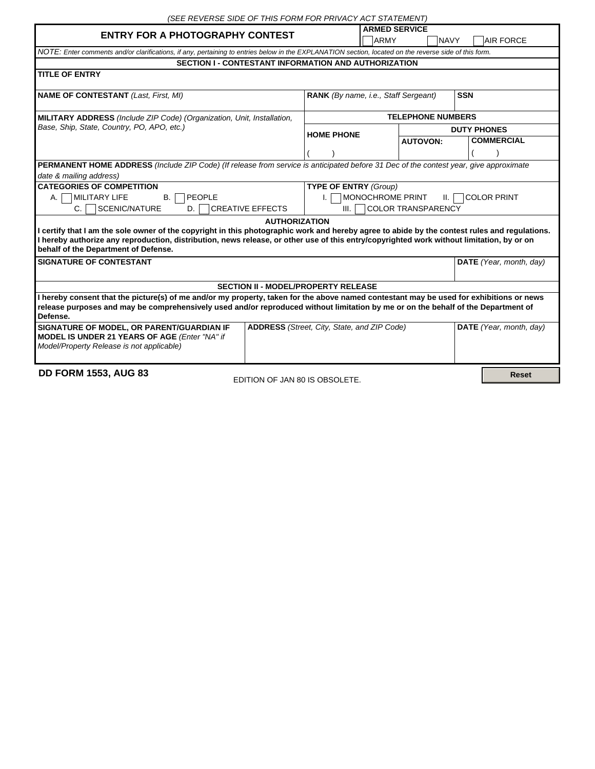*(SEE REVERSE SIDE OF THIS FORM FOR PRIVACY ACT STATEMENT)*

# ENTRY FOR A PHOTOGRAPHY CONTEST

**ARMED SERVICE**

☐ ARMY ☐ NAVY ☐ AIR FORCE

*NOTE: Enter comments and/or clarifications, if any, pertaining to entries below in the EXPLANATION section, located on the reverse side of this form.*

## SECTION I - CONTESTANT INFORMATION AND AUTHORIZATION

**TITLE OF ENTRY**

| **NAME OF CONTESTANT** *(Last, First, MI)* | **RANK** *(By name, i.e., Staff Sergeant)* | **SSN** |
|---|---|---|
| | | |

**MILITARY ADDRESS** *(Include ZIP Code) (Organization, Unit, Installation, Base, Ship, State, Country, PO, APO, etc.)*

| TELEPHONE NUMBERS | | |
|---|---|---|
| **HOME PHONE** | **DUTY PHONES** | |
| | **AUTOVON:** | **COMMERCIAL** |
| ( ) | | ( ) |

**PERMANENT HOME ADDRESS** *(Include ZIP Code) (If release from service is anticipated before 31 Dec of the contest year, give approximate date & mailing address)*

| **CATEGORIES OF COMPETITION** | **TYPE OF ENTRY** *(Group)* |
|---|---|
| A. ☐ MILITARY LIFE B. ☐ PEOPLE | I. ☐ MONOCHROME PRINT II. ☐ COLOR PRINT |
| C. ☐ SCENIC/NATURE D. ☐ CREATIVE EFFECTS | III. ☐ COLOR TRANSPARENCY |

**AUTHORIZATION**

**I certify that I am the sole owner of the copyright in this photographic work and hereby agree to abide by the contest rules and regulations. I hereby authorize any reproduction, distribution, news release, or other use of this entry/copyrighted work without limitation, by or on behalf of the Department of Defense.**

| **SIGNATURE OF CONTESTANT** | **DATE** *(Year, month, day)* |
|---|---|
| | |

## SECTION II - MODEL/PROPERTY RELEASE

**I hereby consent that the picture(s) of me and/or my property, taken for the above named contestant may be used for exhibitions or news release purposes and may be comprehensively used and/or reproduced without limitation by me or on the behalf of the Department of Defense.**

| **SIGNATURE OF MODEL, OR PARENT/GUARDIAN IF MODEL IS UNDER 21 YEARS OF AGE** *(Enter "NA" if Model/Property Release is not applicable)* | **ADDRESS** *(Street, City, State, and ZIP Code)* | **DATE** *(Year, month, day)* |
|---|---|---|
| | | |

**DD FORM 1553, AUG 83** EDITION OF JAN 80 IS OBSOLETE. Reset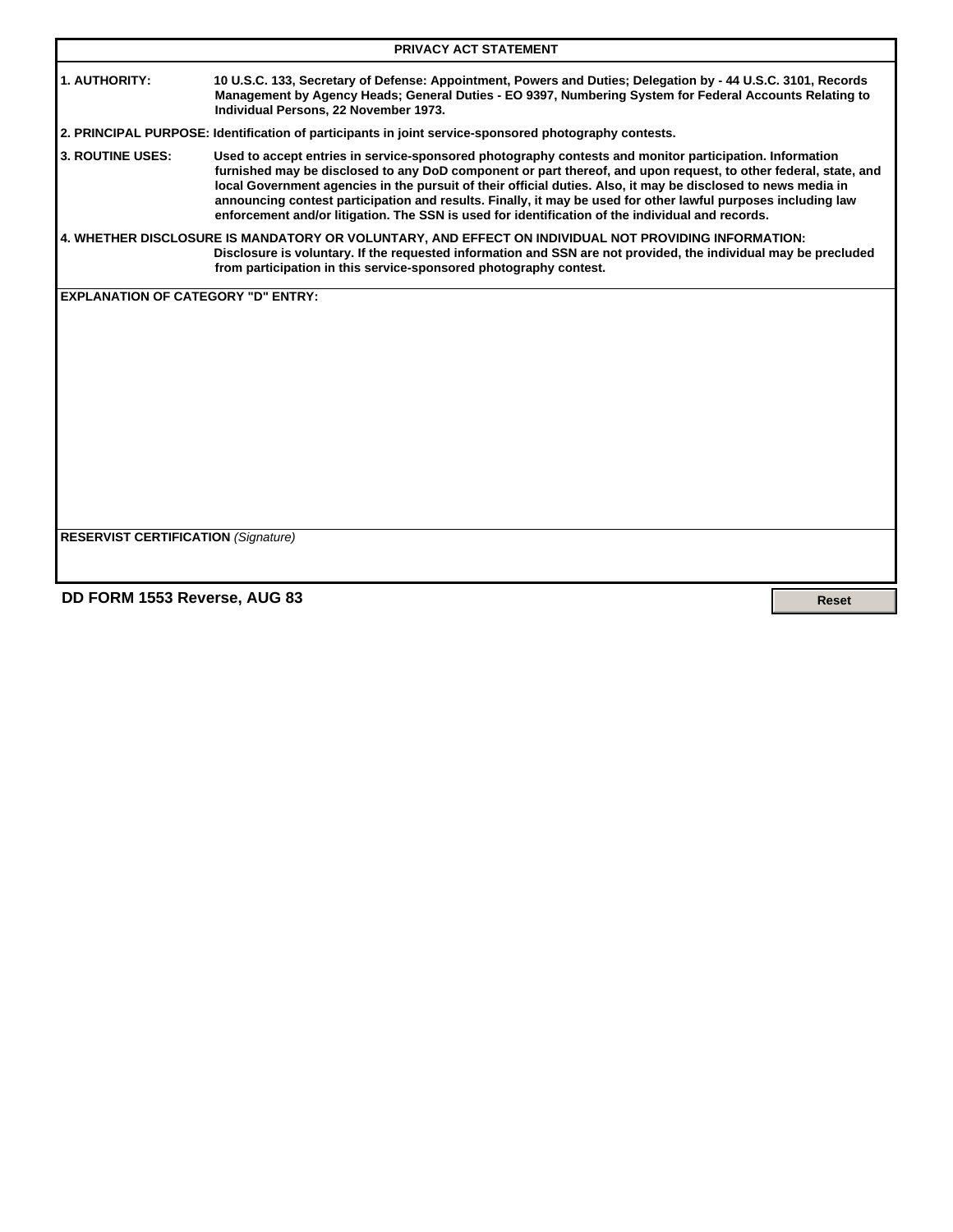## PRIVACY ACT STATEMENT

**1. AUTHORITY:** 10 U.S.C. 133, Secretary of Defense: Appointment, Powers and Duties; Delegation by - 44 U.S.C. 3101, Records Management by Agency Heads; General Duties - EO 9397, Numbering System for Federal Accounts Relating to Individual Persons, 22 November 1973.

**2. PRINCIPAL PURPOSE:** Identification of participants in joint service-sponsored photography contests.

**3. ROUTINE USES:** Used to accept entries in service-sponsored photography contests and monitor participation. Information furnished may be disclosed to any DoD component or part thereof, and upon request, to other federal, state, and local Government agencies in the pursuit of their official duties. Also, it may be disclosed to news media in announcing contest participation and results. Finally, it may be used for other lawful purposes including law enforcement and/or litigation. The SSN is used for identification of the individual and records.

**4. WHETHER DISCLOSURE IS MANDATORY OR VOLUNTARY, AND EFFECT ON INDIVIDUAL NOT PROVIDING INFORMATION:** Disclosure is voluntary. If the requested information and SSN are not provided, the individual may be precluded from participation in this service-sponsored photography contest.

**EXPLANATION OF CATEGORY "D" ENTRY:**

**RESERVIST CERTIFICATION** *(Signature)*

**DD FORM 1553 Reverse, AUG 83**

Reset